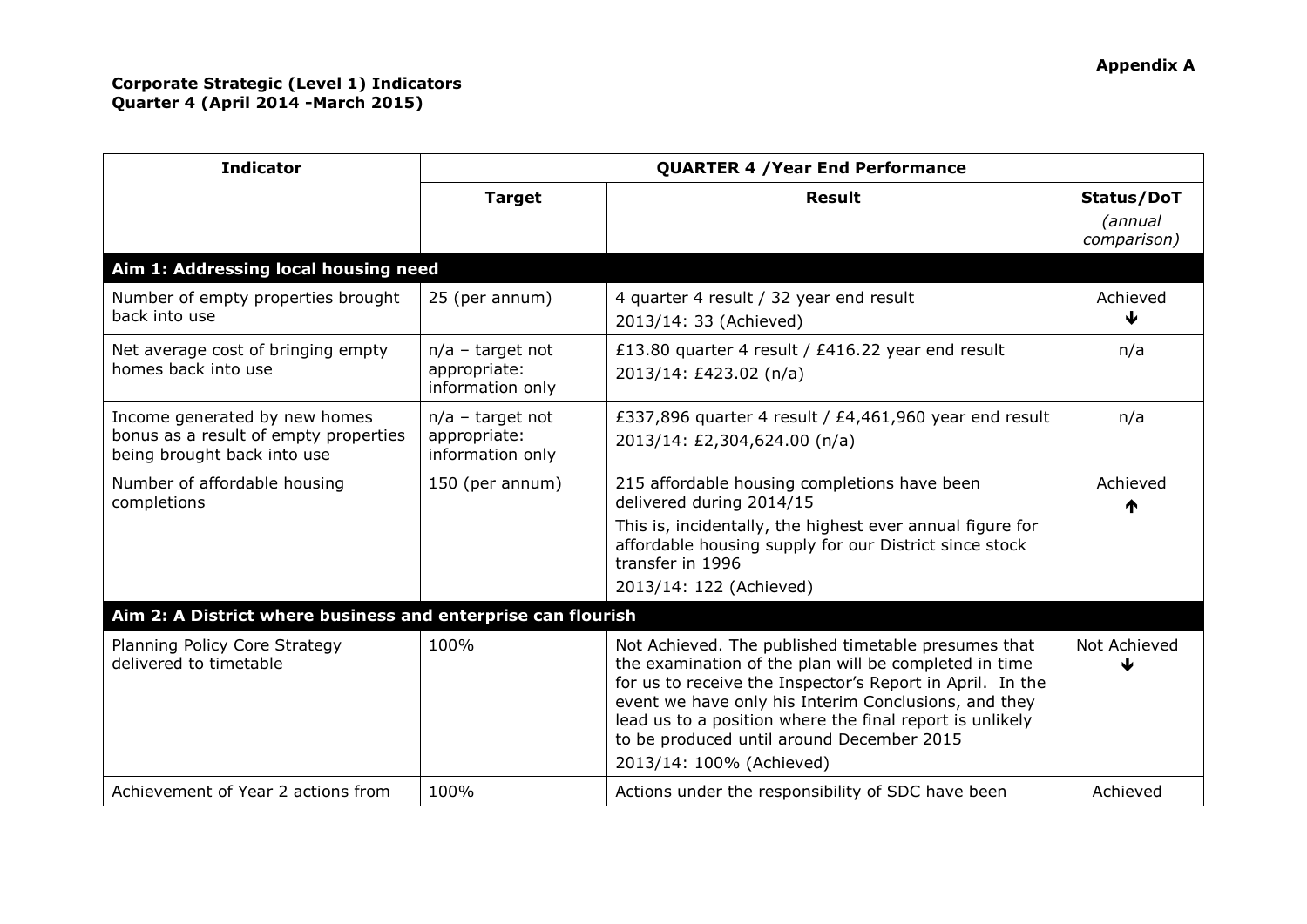**Appendix A**

**Corporate Strategic (Level 1) Indicators**
**Quarter 4 (April 2014 -March 2015)**

| Indicator | QUARTER 4 /Year End Performance | | |
|---|---|---|---|
| | **Target** | **Result** | **Status/DoT** *(annual comparison)* |
| **Aim 1: Addressing local housing need** | | | |
| Number of empty properties brought back into use | 25 (per annum) | 4 quarter 4 result / 32 year end result<br>2013/14: 33 (Achieved) | Achieved ↓ |
| Net average cost of bringing empty homes back into use | n/a – target not appropriate: information only | £13.80 quarter 4 result / £416.22 year end result<br>2013/14: £423.02 (n/a) | n/a |
| Income generated by new homes bonus as a result of empty properties being brought back into use | n/a – target not appropriate: information only | £337,896 quarter 4 result / £4,461,960 year end result<br>2013/14: £2,304,624.00 (n/a) | n/a |
| Number of affordable housing completions | 150 (per annum) | 215 affordable housing completions have been delivered during 2014/15<br>This is, incidentally, the highest ever annual figure for affordable housing supply for our District since stock transfer in 1996<br>2013/14: 122 (Achieved) | Achieved ↑ |
| **Aim 2: A District where business and enterprise can flourish** | | | |
| Planning Policy Core Strategy delivered to timetable | 100% | Not Achieved. The published timetable presumes that the examination of the plan will be completed in time for us to receive the Inspector's Report in April. In the event we have only his Interim Conclusions, and they lead us to a position where the final report is unlikely to be produced until around December 2015<br>2013/14: 100% (Achieved) | Not Achieved ↓ |
| Achievement of Year 2 actions from | 100% | Actions under the responsibility of SDC have been | Achieved |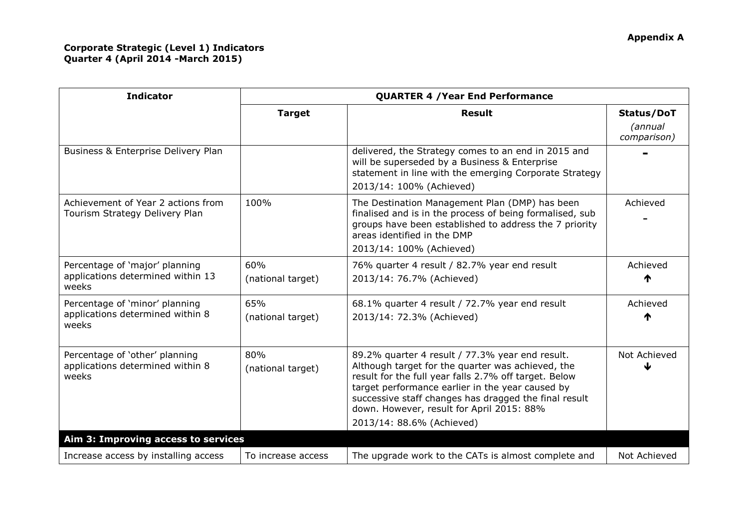**Appendix A**

**Corporate Strategic (Level 1) Indicators**
**Quarter 4 (April 2014 -March 2015)**

| Indicator | QUARTER 4 /Year End Performance | | |
|---|---|---|---|
| | **Target** | **Result** | **Status/DoT** *(annual comparison)* |
| Business & Enterprise Delivery Plan | | delivered, the Strategy comes to an end in 2015 and will be superseded by a Business & Enterprise statement in line with the emerging Corporate Strategy<br>2013/14: 100% (Achieved) | - |
| Achievement of Year 2 actions from Tourism Strategy Delivery Plan | 100% | The Destination Management Plan (DMP) has been finalised and is in the process of being formalised, sub groups have been established to address the 7 priority areas identified in the DMP<br>2013/14: 100% (Achieved) | Achieved<br>- |
| Percentage of 'major' planning applications determined within 13 weeks | 60%<br>(national target) | 76% quarter 4 result / 82.7% year end result<br>2013/14: 76.7% (Achieved) | Achieved<br>↑ |
| Percentage of 'minor' planning applications determined within 8 weeks | 65%<br>(national target) | 68.1% quarter 4 result / 72.7% year end result<br>2013/14: 72.3% (Achieved) | Achieved<br>↑ |
| Percentage of 'other' planning applications determined within 8 weeks | 80%<br>(national target) | 89.2% quarter 4 result / 77.3% year end result. Although target for the quarter was achieved, the result for the full year falls 2.7% off target. Below target performance earlier in the year caused by successive staff changes has dragged the final result down. However, result for April 2015: 88%<br>2013/14: 88.6% (Achieved) | Not Achieved<br>↓ |
| **Aim 3: Improving access to services** | | | |
| Increase access by installing access | To increase access | The upgrade work to the CATs is almost complete and | Not Achieved |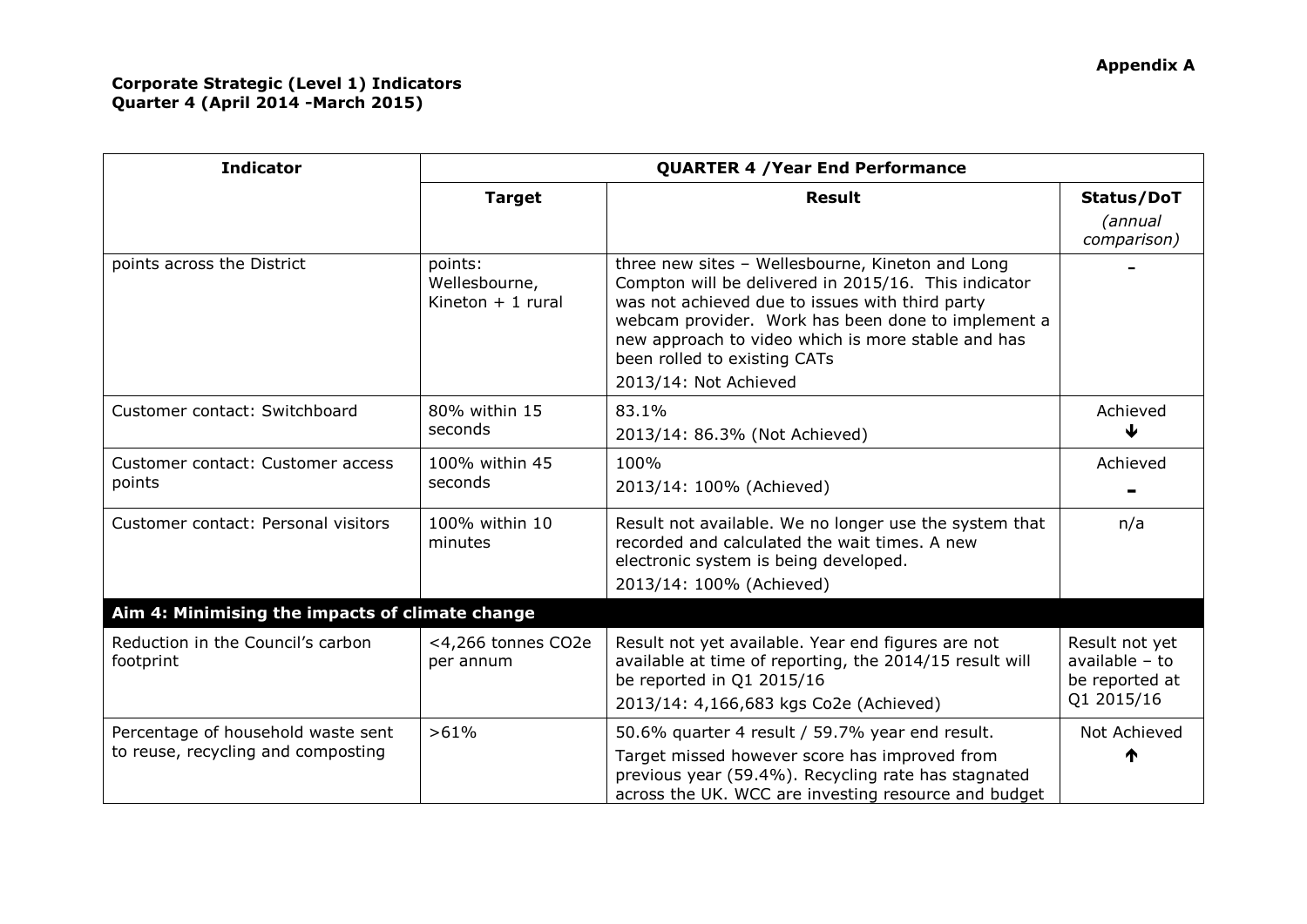**Appendix A**

**Corporate Strategic (Level 1) Indicators**
**Quarter 4 (April 2014 -March 2015)**

| Indicator | QUARTER 4 /Year End Performance | | |
|---|---|---|---|
| | **Target** | **Result** | **Status/DoT** *(annual comparison)* |
| points across the District | points: Wellesbourne, Kineton + 1 rural | three new sites – Wellesbourne, Kineton and Long Compton will be delivered in 2015/16. This indicator was not achieved due to issues with third party webcam provider. Work has been done to implement a new approach to video which is more stable and has been rolled to existing CATs<br>2013/14: Not Achieved | - |
| Customer contact: Switchboard | 80% within 15 seconds | 83.1%<br>2013/14: 86.3% (Not Achieved) | Achieved ↓ |
| Customer contact: Customer access points | 100% within 45 seconds | 100%<br>2013/14: 100% (Achieved) | Achieved - |
| Customer contact: Personal visitors | 100% within 10 minutes | Result not available. We no longer use the system that recorded and calculated the wait times. A new electronic system is being developed.<br>2013/14: 100% (Achieved) | n/a |
| **Aim 4: Minimising the impacts of climate change** | | | |
| Reduction in the Council's carbon footprint | <4,266 tonnes CO2e per annum | Result not yet available. Year end figures are not available at time of reporting, the 2014/15 result will be reported in Q1 2015/16<br>2013/14: 4,166,683 kgs Co2e (Achieved) | Result not yet available – to be reported at Q1 2015/16 |
| Percentage of household waste sent to reuse, recycling and composting | >61% | 50.6% quarter 4 result / 59.7% year end result.<br>Target missed however score has improved from previous year (59.4%). Recycling rate has stagnated across the UK. WCC are investing resource and budget | Not Achieved ↑ |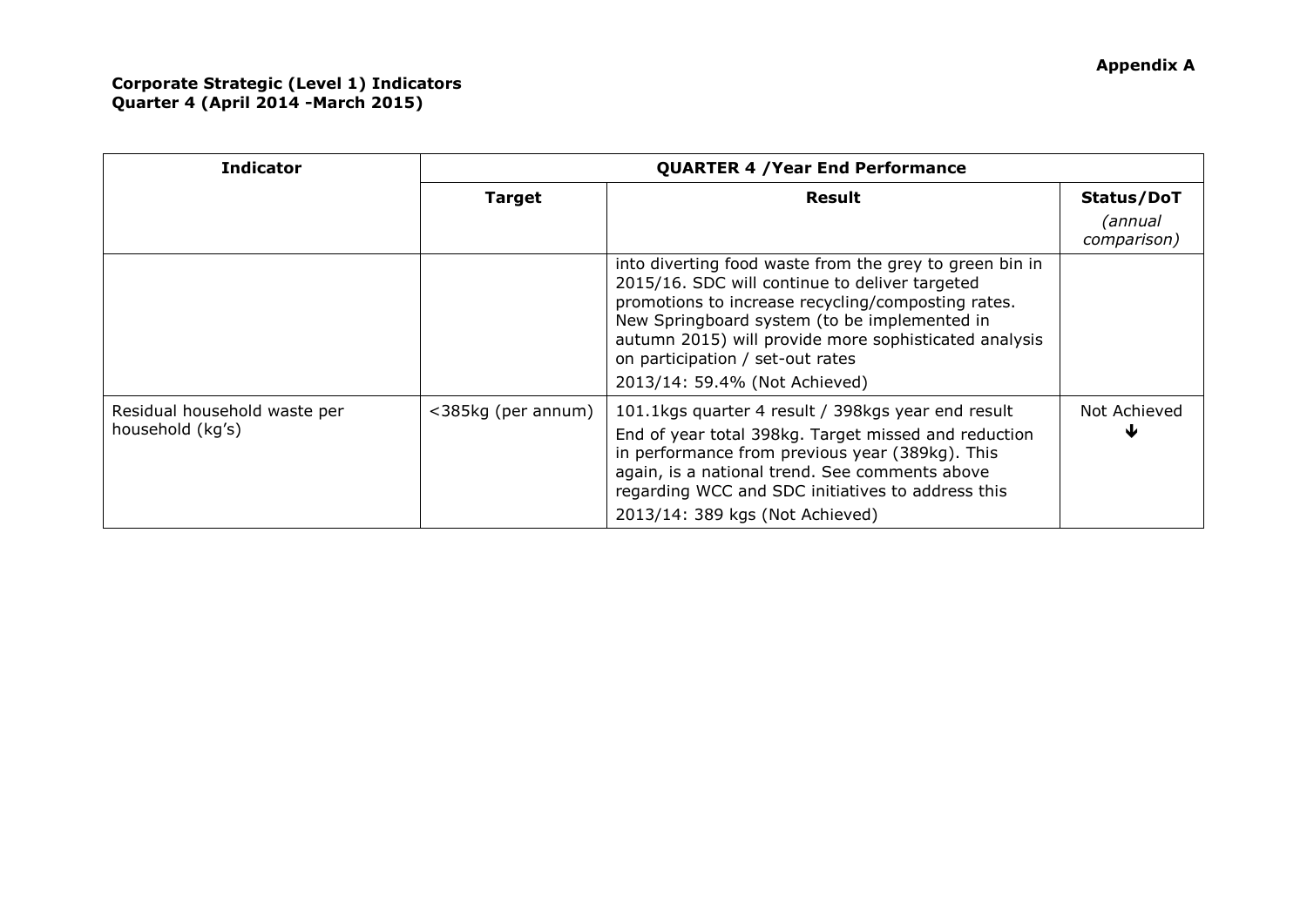**Appendix A**

**Corporate Strategic (Level 1) Indicators**
**Quarter 4 (April 2014 -March 2015)**

| **Indicator** | **QUARTER 4 /Year End Performance** | | |
|---|---|---|---|
| | **Target** | **Result** | **Status/DoT** *(annual comparison)* |
| | | into diverting food waste from the grey to green bin in 2015/16. SDC will continue to deliver targeted promotions to increase recycling/composting rates. New Springboard system (to be implemented in autumn 2015) will provide more sophisticated analysis on participation / set-out rates<br>2013/14: 59.4% (Not Achieved) | |
| Residual household waste per household (kg's) | <385kg (per annum) | 101.1kgs quarter 4 result / 398kgs year end result<br>End of year total 398kg. Target missed and reduction in performance from previous year (389kg). This again, is a national trend. See comments above regarding WCC and SDC initiatives to address this<br>2013/14: 389 kgs (Not Achieved) | Not Achieved<br>↓ |